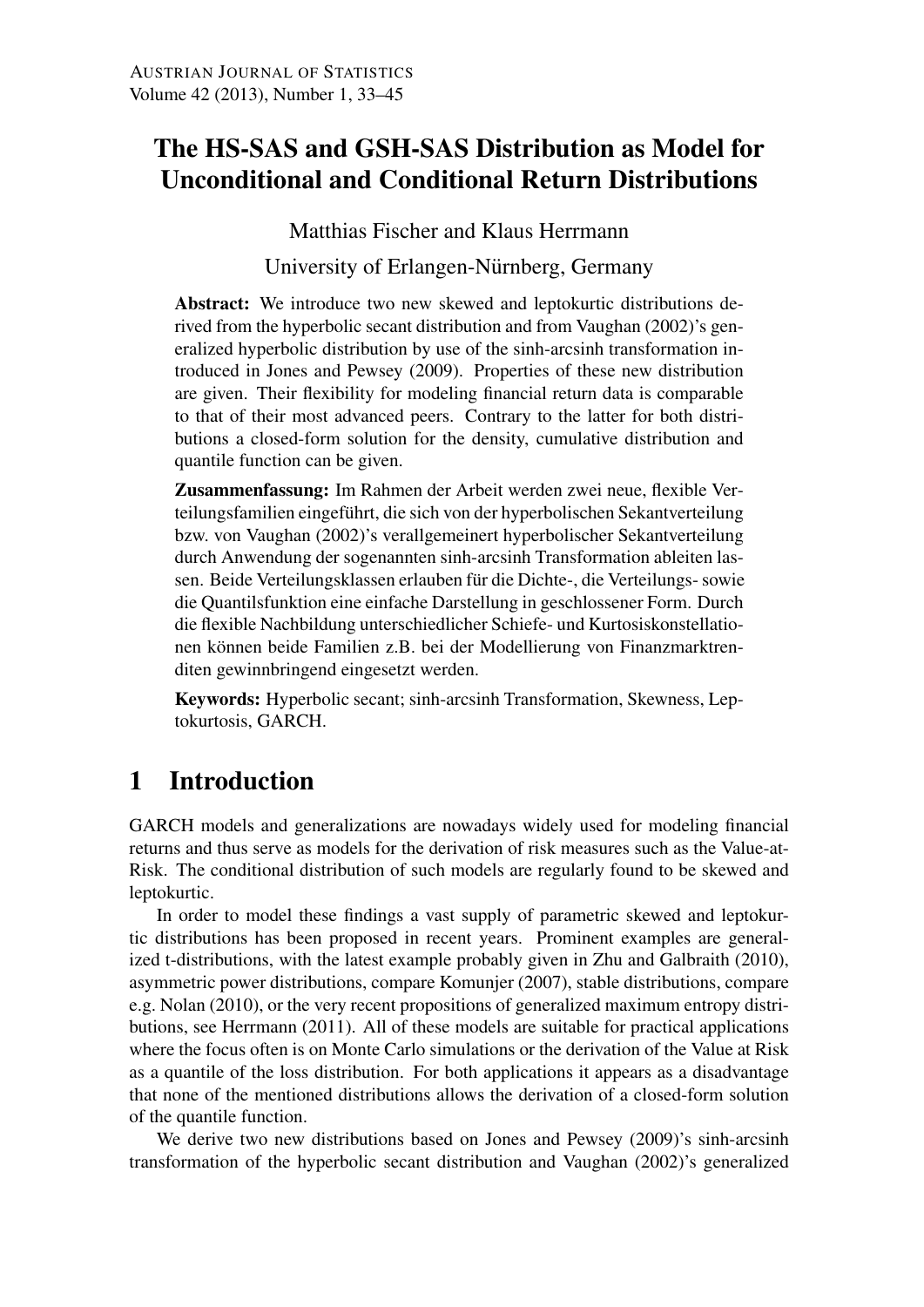# The HS-SAS and GSH-SAS Distribution as Model for Unconditional and Conditional Return Distributions

Matthias Fischer and Klaus Herrmann

University of Erlangen-Nürnberg, Germany

**Abstract:** We introduce two new skewed and leptokurtic distributions derived from the hyperbolic secant distribution and from Vaughan (2002)'s generalized hyperbolic distribution by use of the sinh-arcsinh transformation introduced in Jones and Pewsey (2009). Properties of these new distribution are given. Their flexibility for modeling financial return data is comparable to that of their most advanced peers. Contrary to the latter for both distributions a closed-form solution for the density, cumulative distribution and quantile function can be given.

**Zusammenfassung:** Im Rahmen der Arbeit werden zwei neue, flexible Verteilungsfamilien eingeführt, die sich von der hyperbolischen Sekantverteilung bzw. von Vaughan (2002)'s verallgemeinert hyperbolischer Sekantverteilung durch Anwendung der sogenannten sinh-arcsinh Transformation ableiten lassen. Beide Verteilungsklassen erlauben für die Dichte-, die Verteilungs- sowie die Quantilsfunktion eine einfache Darstellung in geschlossener Form. Durch die flexible Nachbildung unterschiedlicher Schiefe- und Kurtosiskonstellationen können beide Familien z.B. bei der Modellierung von Finanzmarktrenditen gewinnbringend eingesetzt werden.

**Keywords:** Hyperbolic secant; sinh-arcsinh Transformation, Skewness, Leptokurtosis, GARCH.

## 1 Introduction

GARCH models and generalizations are nowadays widely used for modeling financial returns and thus serve as models for the derivation of risk measures such as the Value-at-Risk. The conditional distribution of such models are regularly found to be skewed and leptokurtic.

In order to model these findings a vast supply of parametric skewed and leptokurtic distributions has been proposed in recent years. Prominent examples are generalized t-distributions, with the latest example probably given in Zhu and Galbraith (2010), asymmetric power distributions, compare Komunjer (2007), stable distributions, compare e.g. Nolan (2010), or the very recent propositions of generalized maximum entropy distributions, see Herrmann (2011). All of these models are suitable for practical applications where the focus often is on Monte Carlo simulations or the derivation of the Value at Risk as a quantile of the loss distribution. For both applications it appears as a disadvantage that none of the mentioned distributions allows the derivation of a closed-form solution of the quantile function.

We derive two new distributions based on Jones and Pewsey (2009)'s sinh-arcsinh transformation of the hyperbolic secant distribution and Vaughan (2002)'s generalized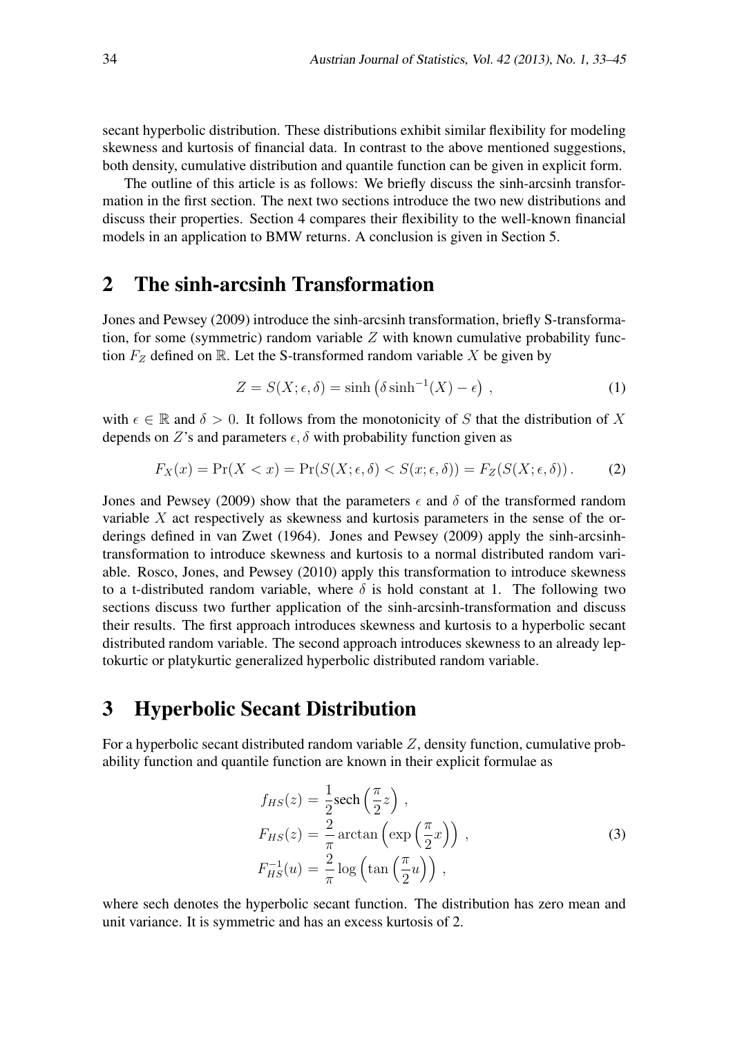secant hyperbolic distribution. These distributions exhibit similar flexibility for modeling skewness and kurtosis of financial data. In contrast to the above mentioned suggestions, both density, cumulative distribution and quantile function can be given in explicit form.

The outline of this article is as follows: We briefly discuss the sinh-arcsinh transformation in the first section. The next two sections introduce the two new distributions and discuss their properties. Section 4 compares their flexibility to the well-known financial models in an application to BMW returns. A conclusion is given in Section 5.

## 2 The sinh-arcsinh Transformation

Jones and Pewsey (2009) introduce the sinh-arcsinh transformation, briefly S-transformation, for some (symmetric) random variable $Z$ with known cumulative probability function $F_Z$ defined on $\mathbb{R}$. Let the S-transformed random variable $X$ be given by

$$Z = S(X; \epsilon, \delta) = \sinh\left(\delta \sinh^{-1}(X) - \epsilon\right) , \tag{1}$$

with $\epsilon \in \mathbb{R}$ and $\delta > 0$. It follows from the monotonicity of $S$ that the distribution of $X$ depends on $Z$'s and parameters $\epsilon, \delta$ with probability function given as

$$F_X(x) = \Pr(X < x) = \Pr(S(X; \epsilon, \delta) < S(x; \epsilon, \delta)) = F_Z(S(X; \epsilon, \delta)) . \tag{2}$$

Jones and Pewsey (2009) show that the parameters $\epsilon$ and $\delta$ of the transformed random variable $X$ act respectively as skewness and kurtosis parameters in the sense of the orderings defined in van Zwet (1964). Jones and Pewsey (2009) apply the sinh-arcsinh-transformation to introduce skewness and kurtosis to a normal distributed random variable. Rosco, Jones, and Pewsey (2010) apply this transformation to introduce skewness to a t-distributed random variable, where $\delta$ is hold constant at 1. The following two sections discuss two further application of the sinh-arcsinh-transformation and discuss their results. The first approach introduces skewness and kurtosis to a hyperbolic secant distributed random variable. The second approach introduces skewness to an already leptokurtic or platykurtic generalized hyperbolic distributed random variable.

## 3 Hyperbolic Secant Distribution

For a hyperbolic secant distributed random variable $Z$, density function, cumulative probability function and quantile function are known in their explicit formulae as

$$\begin{aligned} f_{HS}(z) &= \frac{1}{2}\text{sech}\left(\frac{\pi}{2}z\right) , \\ F_{HS}(z) &= \frac{2}{\pi}\arctan\left(\exp\left(\frac{\pi}{2}x\right)\right) , \\ F_{HS}^{-1}(u) &= \frac{2}{\pi}\log\left(\tan\left(\frac{\pi}{2}u\right)\right) , \end{aligned} \tag{3}$$

where sech denotes the hyperbolic secant function. The distribution has zero mean and unit variance. It is symmetric and has an excess kurtosis of 2.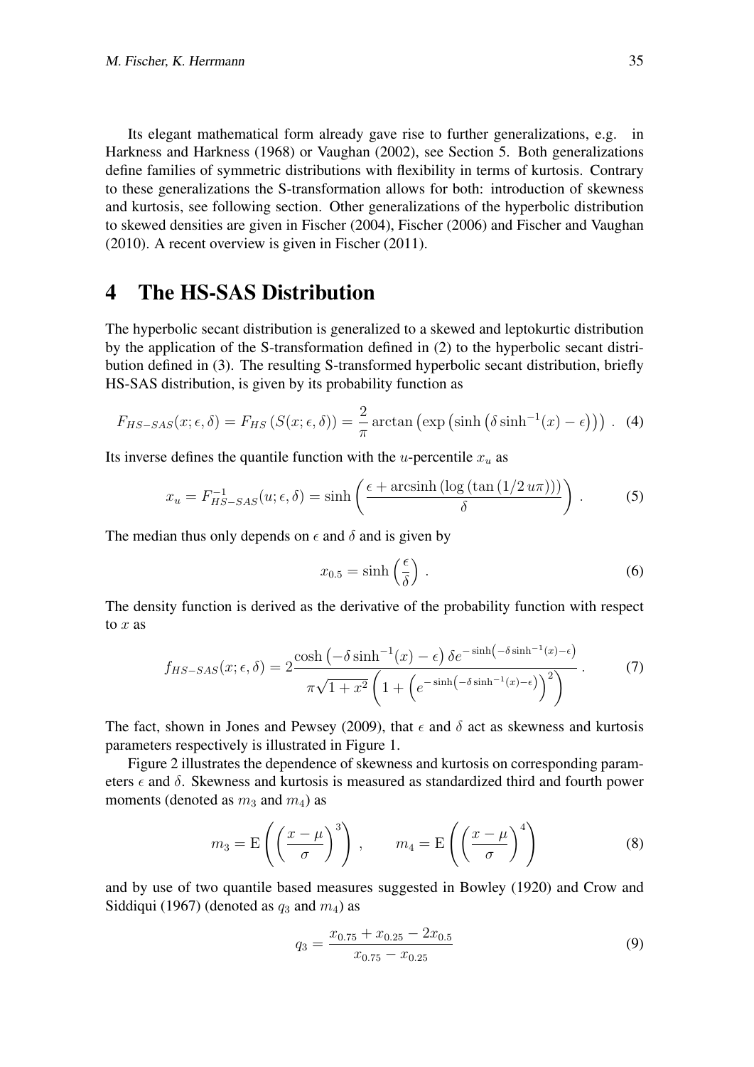Its elegant mathematical form already gave rise to further generalizations, e.g. in Harkness and Harkness (1968) or Vaughan (2002), see Section 5. Both generalizations define families of symmetric distributions with flexibility in terms of kurtosis. Contrary to these generalizations the S-transformation allows for both: introduction of skewness and kurtosis, see following section. Other generalizations of the hyperbolic distribution to skewed densities are given in Fischer (2004), Fischer (2006) and Fischer and Vaughan (2010). A recent overview is given in Fischer (2011).

# 4 The HS-SAS Distribution

The hyperbolic secant distribution is generalized to a skewed and leptokurtic distribution by the application of the S-transformation defined in (2) to the hyperbolic secant distribution defined in (3). The resulting S-transformed hyperbolic secant distribution, briefly HS-SAS distribution, is given by its probability function as

$$F_{HS-SAS}(x;\epsilon,\delta) = F_{HS}\left(S(x;\epsilon,\delta)\right) = \frac{2}{\pi}\arctan\left(\exp\left(\sinh\left(\delta\sinh^{-1}(x)-\epsilon\right)\right)\right) . \quad (4)$$

Its inverse defines the quantile function with the $u$-percentile $x_u$ as

$$x_u = F^{-1}_{HS-SAS}(u;\epsilon,\delta) = \sinh\left(\frac{\epsilon + \operatorname{arcsinh}\left(\log\left(\tan\left(1/2\, u\pi\right)\right)\right)}{\delta}\right) . \quad (5)$$

The median thus only depends on $\epsilon$ and $\delta$ and is given by

$$x_{0.5} = \sinh\left(\frac{\epsilon}{\delta}\right) . \quad (6)$$

The density function is derived as the derivative of the probability function with respect to $x$ as

$$f_{HS-SAS}(x;\epsilon,\delta) = 2\frac{\cosh\left(-\delta\sinh^{-1}(x)-\epsilon\right)\delta e^{-\sinh\left(-\delta\sinh^{-1}(x)-\epsilon\right)}}{\pi\sqrt{1+x^2}\left(1+\left(e^{-\sinh\left(-\delta\sinh^{-1}(x)-\epsilon\right)}\right)^2\right)} . \quad (7)$$

The fact, shown in Jones and Pewsey (2009), that $\epsilon$ and $\delta$ act as skewness and kurtosis parameters respectively is illustrated in Figure 1.

Figure 2 illustrates the dependence of skewness and kurtosis on corresponding parameters $\epsilon$ and $\delta$. Skewness and kurtosis is measured as standardized third and fourth power moments (denoted as $m_3$ and $m_4$) as

$$m_3 = \mathrm{E}\left(\left(\frac{x-\mu}{\sigma}\right)^3\right) , \qquad m_4 = \mathrm{E}\left(\left(\frac{x-\mu}{\sigma}\right)^4\right) \quad (8)$$

and by use of two quantile based measures suggested in Bowley (1920) and Crow and Siddiqui (1967) (denoted as $q_3$ and $m_4$) as

$$q_3 = \frac{x_{0.75} + x_{0.25} - 2x_{0.5}}{x_{0.75} - x_{0.25}} \quad (9)$$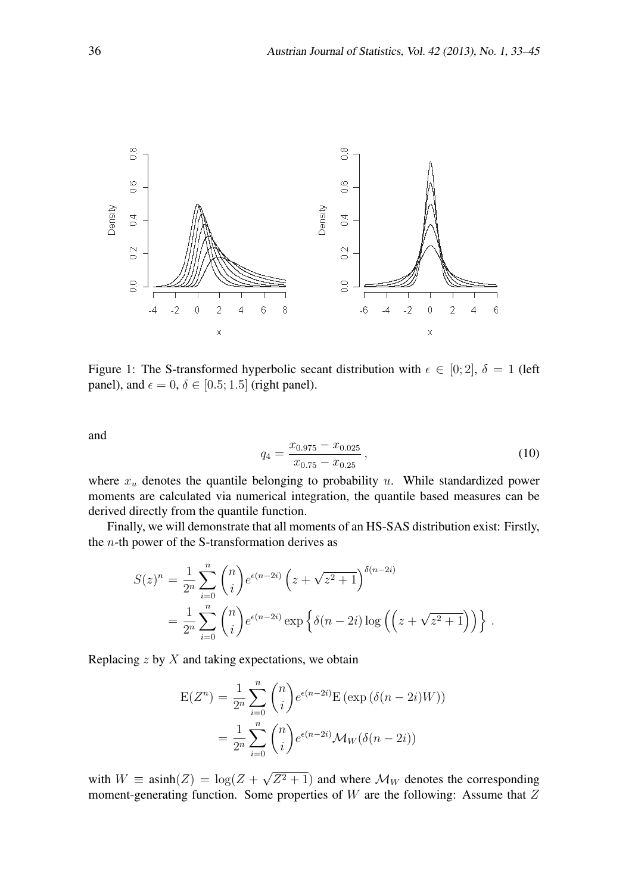Figure 1: The S-transformed hyperbolic secant distribution with $\epsilon \in [0; 2]$, $\delta = 1$ (left panel), and $\epsilon = 0$, $\delta \in [0.5; 1.5]$ (right panel).

and

$$q_4 = \frac{x_{0.975} - x_{0.025}}{x_{0.75} - x_{0.25}}\,, \tag{10}$$

where $x_u$ denotes the quantile belonging to probability $u$. While standardized power moments are calculated via numerical integration, the quantile based measures can be derived directly from the quantile function.

Finally, we will demonstrate that all moments of an HS-SAS distribution exist: Firstly, the $n$-th power of the S-transformation derives as

$$\begin{aligned}
S(z)^n &= \frac{1}{2^n}\sum_{i=0}^{n}\binom{n}{i}e^{\epsilon(n-2i)}\left(z+\sqrt{z^2+1}\right)^{\delta(n-2i)} \\
&= \frac{1}{2^n}\sum_{i=0}^{n}\binom{n}{i}e^{\epsilon(n-2i)}\exp\left\{\delta(n-2i)\log\left(\left(z+\sqrt{z^2+1}\right)\right)\right\}\,.
\end{aligned}$$

Replacing $z$ by $X$ and taking expectations, we obtain

$$\begin{aligned}
\mathrm{E}(Z^n) &= \frac{1}{2^n}\sum_{i=0}^{n}\binom{n}{i}e^{\epsilon(n-2i)}\mathrm{E}\left(\exp\left(\delta(n-2i)W\right)\right) \\
&= \frac{1}{2^n}\sum_{i=0}^{n}\binom{n}{i}e^{\epsilon(n-2i)}\mathcal{M}_W(\delta(n-2i))
\end{aligned}$$

with $W \equiv \operatorname{asinh}(Z) = \log(Z + \sqrt{Z^2+1})$ and where $\mathcal{M}_W$ denotes the corresponding moment-generating function. Some properties of $W$ are the following: Assume that $Z$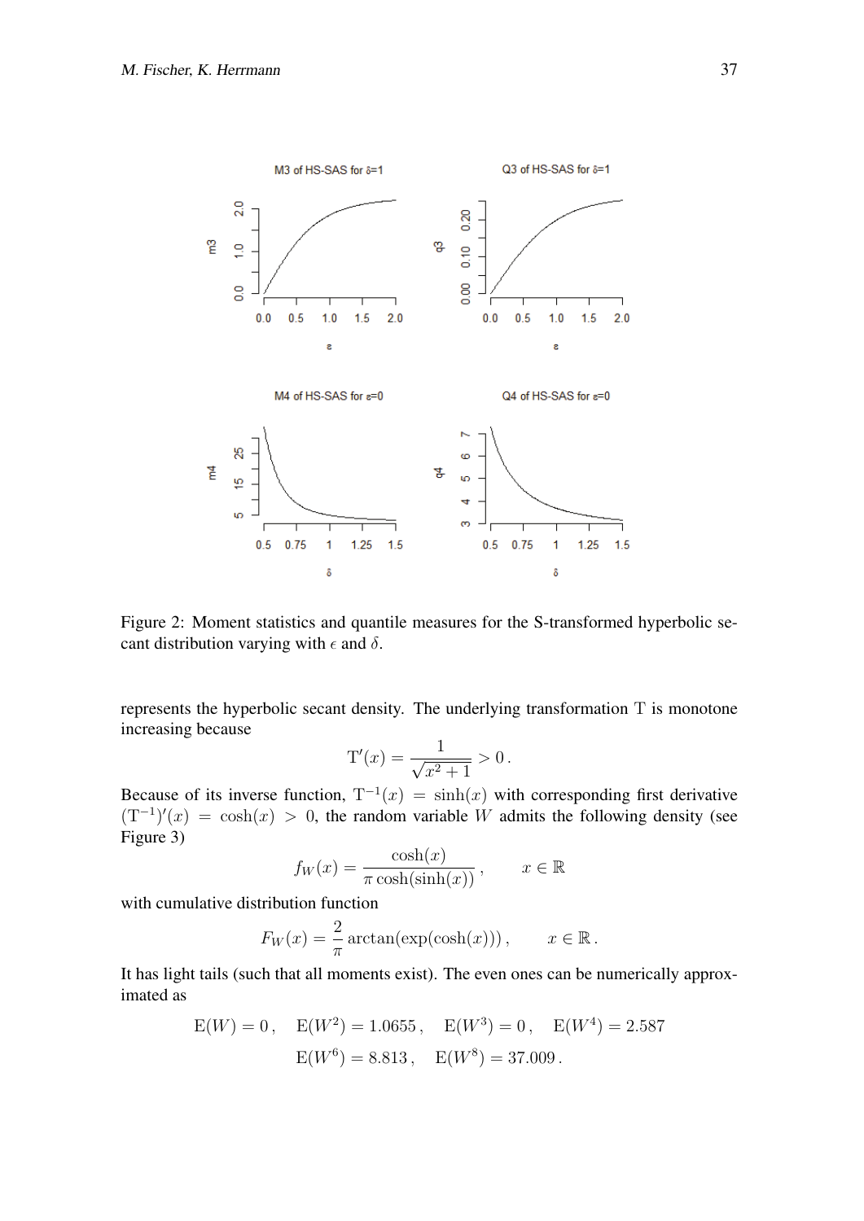Figure 2: Moment statistics and quantile measures for the S-transformed hyperbolic secant distribution varying with $\epsilon$ and $\delta$.

represents the hyperbolic secant density. The underlying transformation T is monotone increasing because

$$\mathrm{T}'(x) = \frac{1}{\sqrt{x^2+1}} > 0 \,.$$

Because of its inverse function, $\mathrm{T}^{-1}(x) = \sinh(x)$ with corresponding first derivative $(\mathrm{T}^{-1})'(x) = \cosh(x) > 0$, the random variable $W$ admits the following density (see Figure 3)

$$f_W(x) = \frac{\cosh(x)}{\pi \cosh(\sinh(x))} \,, \qquad x \in \mathbb{R}$$

with cumulative distribution function

$$F_W(x) = \frac{2}{\pi} \arctan(\exp(\cosh(x))) \,, \qquad x \in \mathbb{R} \,.$$

It has light tails (such that all moments exist). The even ones can be numerically approximated as

$$\mathrm{E}(W) = 0 \,, \quad \mathrm{E}(W^2) = 1.0655 \,, \quad \mathrm{E}(W^3) = 0 \,, \quad \mathrm{E}(W^4) = 2.587$$
$$\mathrm{E}(W^6) = 8.813 \,, \quad \mathrm{E}(W^8) = 37.009 \,.$$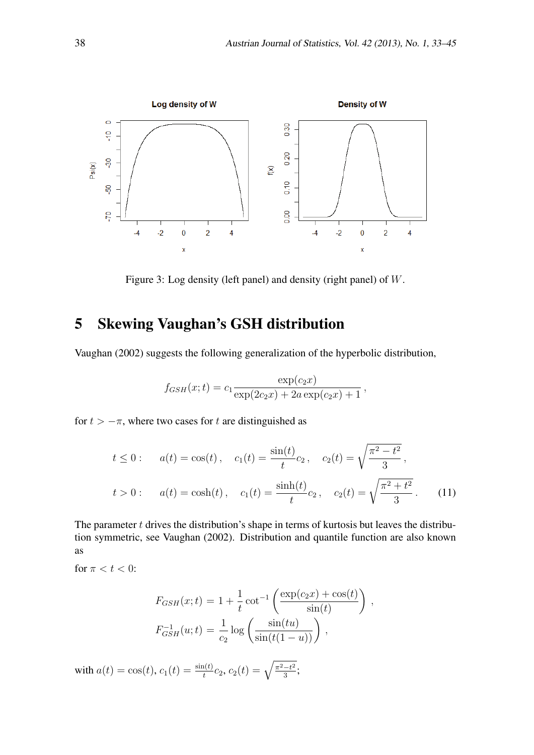Figure 3: Log density (left panel) and density (right panel) of $W$.

## 5 Skewing Vaughan's GSH distribution

Vaughan (2002) suggests the following generalization of the hyperbolic distribution,

$$f_{GSH}(x;t) = c_1 \frac{\exp(c_2 x)}{\exp(2c_2 x) + 2a \exp(c_2 x) + 1},$$

for $t > -\pi$, where two cases for $t$ are distinguished as

$$
\begin{aligned}
t \leq 0: \quad & a(t) = \cos(t), \quad c_1(t) = \frac{\sin(t)}{t} c_2, \quad c_2(t) = \sqrt{\frac{\pi^2 - t^2}{3}}, \\
t > 0: \quad & a(t) = \cosh(t), \quad c_1(t) = \frac{\sinh(t)}{t} c_2, \quad c_2(t) = \sqrt{\frac{\pi^2 + t^2}{3}}. \qquad (11)
\end{aligned}
$$

The parameter $t$ drives the distribution's shape in terms of kurtosis but leaves the distribution symmetric, see Vaughan (2002). Distribution and quantile function are also known as

for $\pi < t < 0$:

$$
\begin{aligned}
F_{GSH}(x;t) &= 1 + \frac{1}{t} \cot^{-1}\left(\frac{\exp(c_2 x) + \cos(t)}{\sin(t)}\right), \\
F_{GSH}^{-1}(u;t) &= \frac{1}{c_2} \log\left(\frac{\sin(tu)}{\sin(t(1-u))}\right),
\end{aligned}
$$

with $a(t) = \cos(t)$, $c_1(t) = \frac{\sin(t)}{t} c_2$, $c_2(t) = \sqrt{\frac{\pi^2 - t^2}{3}}$;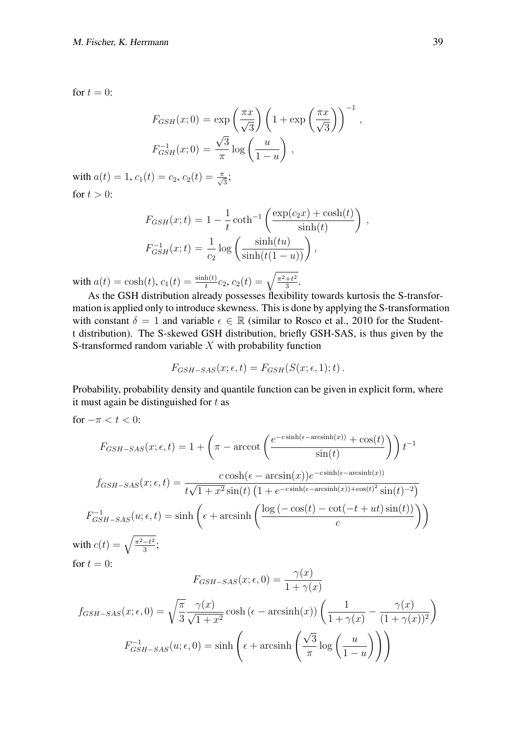for $t = 0$:

$$F_{GSH}(x; 0) = \exp\left(\frac{\pi x}{\sqrt{3}}\right)\left(1 + \exp\left(\frac{\pi x}{\sqrt{3}}\right)\right)^{-1},$$

$$F_{GSH}^{-1}(x; 0) = \frac{\sqrt{3}}{\pi}\log\left(\frac{u}{1-u}\right),$$

with $a(t) = 1$, $c_1(t) = c_2$, $c_2(t) = \frac{\pi}{\sqrt{3}}$;

for $t > 0$:

$$F_{GSH}(x; t) = 1 - \frac{1}{t}\coth^{-1}\left(\frac{\exp(c_2 x) + \cosh(t)}{\sinh(t)}\right),$$

$$F_{GSH}^{-1}(x; t) = \frac{1}{c_2}\log\left(\frac{\sinh(tu)}{\sinh(t(1-u))}\right),$$

with $a(t) = \cosh(t)$, $c_1(t) = \frac{\sinh(t)}{t}c_2$, $c_2(t) = \sqrt{\frac{\pi^2+t^2}{3}}$.

As the GSH distribution already possesses flexibility towards kurtosis the S-transformation is applied only to introduce skewness. This is done by applying the S-transformation with constant $\delta = 1$ and variable $\epsilon \in \mathbb{R}$ (similar to Rosco et al., 2010 for the Student-t distribution). The S-skewed GSH distribution, briefly GSH-SAS, is thus given by the S-transformed random variable $X$ with probability function

$$F_{GSH-SAS}(x; \epsilon, t) = F_{GSH}(S(x; \epsilon, 1); t).$$

Probability, probability density and quantile function can be given in explicit form, where it must again be distinguished for $t$ as

for $-\pi < t < 0$:

$$F_{GSH-SAS}(x; \epsilon, t) = 1 + \left(\pi - \operatorname{arccot}\left(\frac{e^{-c\sinh(\epsilon - \operatorname{arcsinh}(x))} + \cos(t)}{\sin(t)}\right)\right)t^{-1}$$

$$f_{GSH-SAS}(x; \epsilon, t) = \frac{c\cosh(\epsilon - \arcsin(x))e^{-c\sinh(\epsilon - \operatorname{arcsinh}(x))}}{t\sqrt{1+x^2}\sin(t)\left(1 + e^{-c\sinh(\epsilon - \operatorname{arcsinh}(x)) + \cos(t)^2}\sin(t)^{-2}\right)}$$

$$F_{GSH-SAS}^{-1}(u; \epsilon, t) = \sinh\left(\epsilon + \operatorname{arcsinh}\left(\frac{\log\left(-\cos(t) - \cot(-t + ut)\sin(t)\right)}{c}\right)\right)$$

with $c(t) = \sqrt{\frac{\pi^2 - t^2}{3}}$;

for $t = 0$:

$$F_{GSH-SAS}(x; \epsilon, 0) = \frac{\gamma(x)}{1 + \gamma(x)}$$

$$f_{GSH-SAS}(x; \epsilon, 0) = \sqrt{\frac{\pi}{3}}\frac{\gamma(x)}{\sqrt{1+x^2}}\cosh\left(\epsilon - \operatorname{arcsinh}(x)\right)\left(\frac{1}{1+\gamma(x)} - \frac{\gamma(x)}{(1+\gamma(x))^2}\right)$$

$$F_{GSH-SAS}^{-1}(u; \epsilon, 0) = \sinh\left(\epsilon + \operatorname{arcsinh}\left(\frac{\sqrt{3}}{\pi}\log\left(\frac{u}{1-u}\right)\right)\right)$$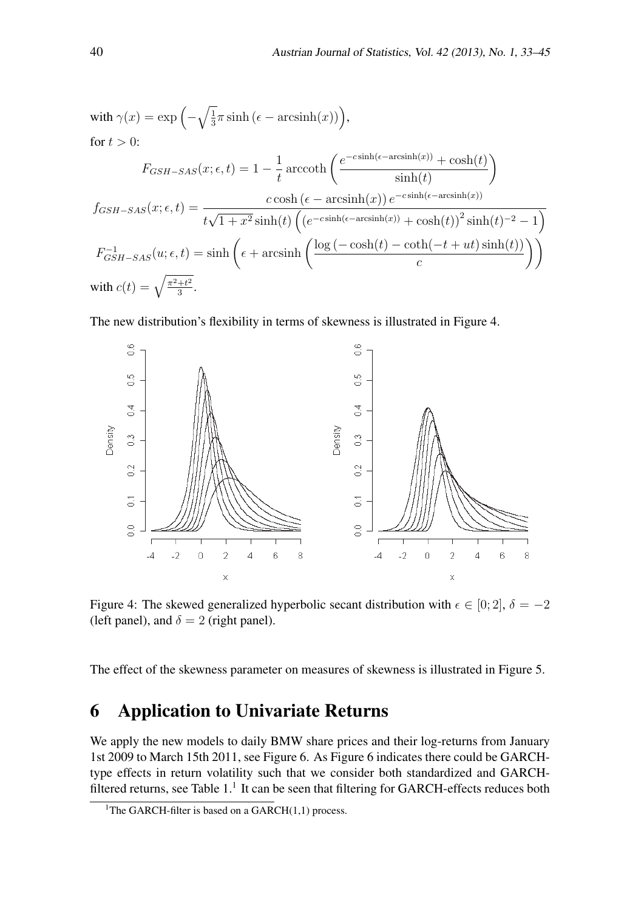with $\gamma(x) = \exp\left(-\sqrt{\frac{1}{3}}\pi \sinh\left(\epsilon - \operatorname{arcsinh}(x)\right)\right)$,

for $t > 0$:

$$F_{GSH-SAS}(x;\epsilon,t) = 1 - \frac{1}{t}\operatorname{arccoth}\left(\frac{e^{-c\sinh(\epsilon-\operatorname{arcsinh}(x))} + \cosh(t)}{\sinh(t)}\right)$$

$$f_{GSH-SAS}(x;\epsilon,t) = \frac{c\cosh\left(\epsilon - \operatorname{arcsinh}(x)\right)e^{-c\sinh(\epsilon-\operatorname{arcsinh}(x))}}{t\sqrt{1+x^2}\sinh(t)\left(\left(e^{-c\sinh(\epsilon-\operatorname{arcsinh}(x))} + \cosh(t)\right)^2\sinh(t)^{-2} - 1\right)}$$

$$F^{-1}_{GSH-SAS}(u;\epsilon,t) = \sinh\left(\epsilon + \operatorname{arcsinh}\left(\frac{\log\left(-\cosh(t) - \coth(-t+ut)\sinh(t)\right)}{c}\right)\right)$$

with $c(t) = \sqrt{\frac{\pi^2+t^2}{3}}$.

The new distribution's flexibility in terms of skewness is illustrated in Figure 4.

Figure 4: The skewed generalized hyperbolic secant distribution with $\epsilon \in [0;2]$, $\delta = -2$ (left panel), and $\delta = 2$ (right panel).

The effect of the skewness parameter on measures of skewness is illustrated in Figure 5.

# 6 Application to Univariate Returns

We apply the new models to daily BMW share prices and their log-returns from January 1st 2009 to March 15th 2011, see Figure 6. As Figure 6 indicates there could be GARCH-type effects in return volatility such that we consider both standardized and GARCH-filtered returns, see Table 1.[1] It can be seen that filtering for GARCH-effects reduces both

[1] The GARCH-filter is based on a GARCH(1,1) process.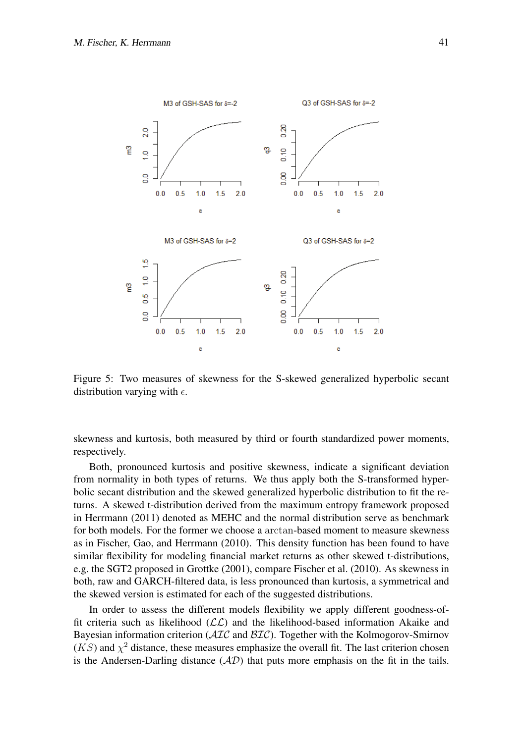Figure 5: Two measures of skewness for the S-skewed generalized hyperbolic secant distribution varying with $\epsilon$.

skewness and kurtosis, both measured by third or fourth standardized power moments, respectively.

Both, pronounced kurtosis and positive skewness, indicate a significant deviation from normality in both types of returns. We thus apply both the S-transformed hyperbolic secant distribution and the skewed generalized hyperbolic distribution to fit the returns. A skewed t-distribution derived from the maximum entropy framework proposed in Herrmann (2011) denoted as MEHC and the normal distribution serve as benchmark for both models. For the former we choose a arctan-based moment to measure skewness as in Fischer, Gao, and Herrmann (2010). This density function has been found to have similar flexibility for modeling financial market returns as other skewed t-distributions, e.g. the SGT2 proposed in Grottke (2001), compare Fischer et al. (2010). As skewness in both, raw and GARCH-filtered data, is less pronounced than kurtosis, a symmetrical and the skewed version is estimated for each of the suggested distributions.

In order to assess the different models flexibility we apply different goodness-of-fit criteria such as likelihood ($\mathcal{LL}$) and the likelihood-based information Akaike and Bayesian information criterion ($\mathcal{AIC}$ and $\mathcal{BIC}$). Together with the Kolmogorov-Smirnov ($KS$) and $\chi^2$ distance, these measures emphasize the overall fit. The last criterion chosen is the Andersen-Darling distance ($\mathcal{AD}$) that puts more emphasis on the fit in the tails.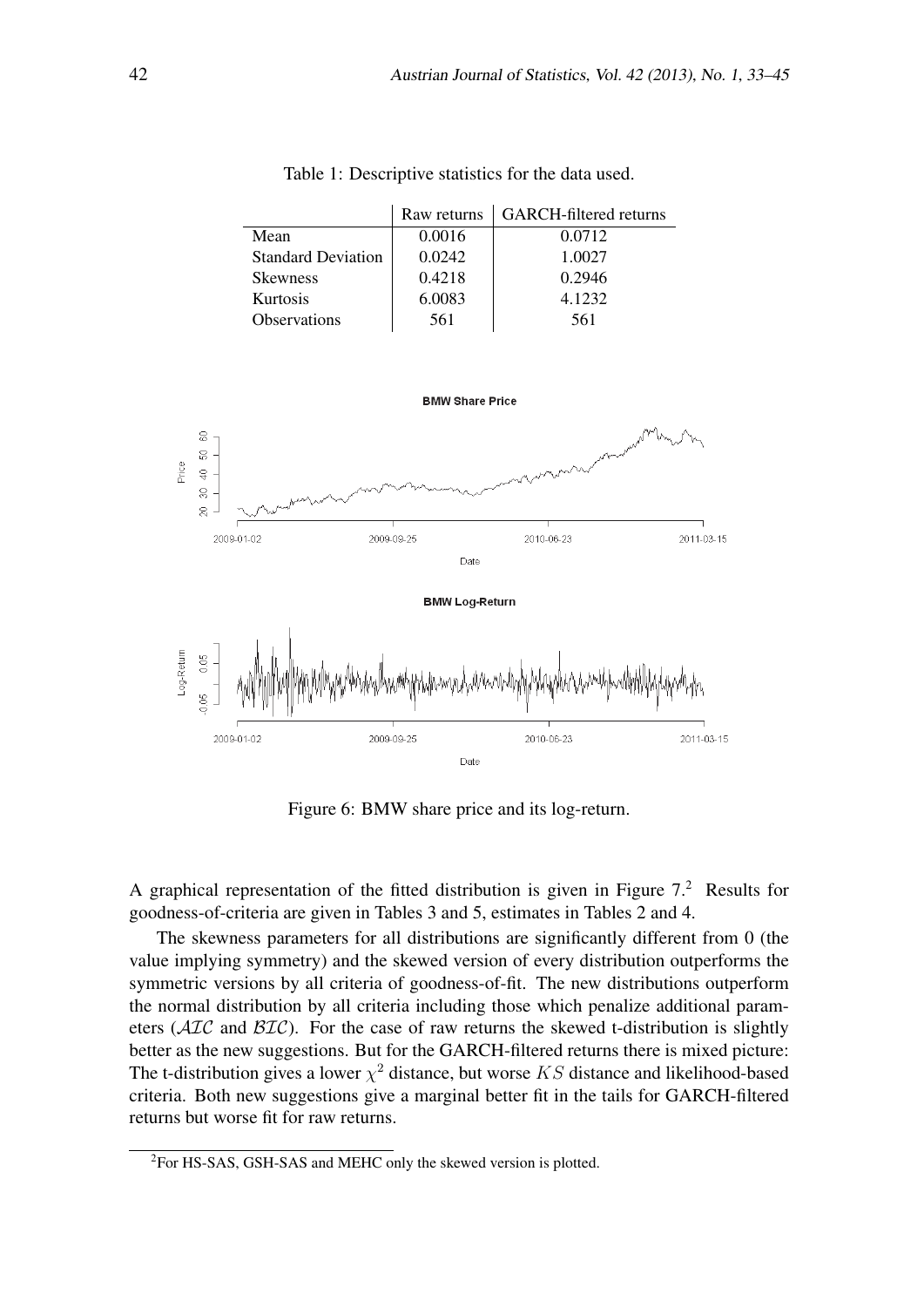Table 1: Descriptive statistics for the data used.

| | Raw returns | GARCH-filtered returns |
|---|---|---|
| Mean | 0.0016 | 0.0712 |
| Standard Deviation | 0.0242 | 1.0027 |
| Skewness | 0.4218 | 0.2946 |
| Kurtosis | 6.0083 | 4.1232 |
| Observations | 561 | 561 |

Figure 6: BMW share price and its log-return.

A graphical representation of the fitted distribution is given in Figure 7.[2] Results for goodness-of-criteria are given in Tables 3 and 5, estimates in Tables 2 and 4.

The skewness parameters for all distributions are significantly different from 0 (the value implying symmetry) and the skewed version of every distribution outperforms the symmetric versions by all criteria of goodness-of-fit. The new distributions outperform the normal distribution by all criteria including those which penalize additional parameters ($\mathcal{AIC}$ and $\mathcal{BIC}$). For the case of raw returns the skewed t-distribution is slightly better as the new suggestions. But for the GARCH-filtered returns there is mixed picture: The t-distribution gives a lower $\chi^2$ distance, but worse $KS$ distance and likelihood-based criteria. Both new suggestions give a marginal better fit in the tails for GARCH-filtered returns but worse fit for raw returns.

[2] For HS-SAS, GSH-SAS and MEHC only the skewed version is plotted.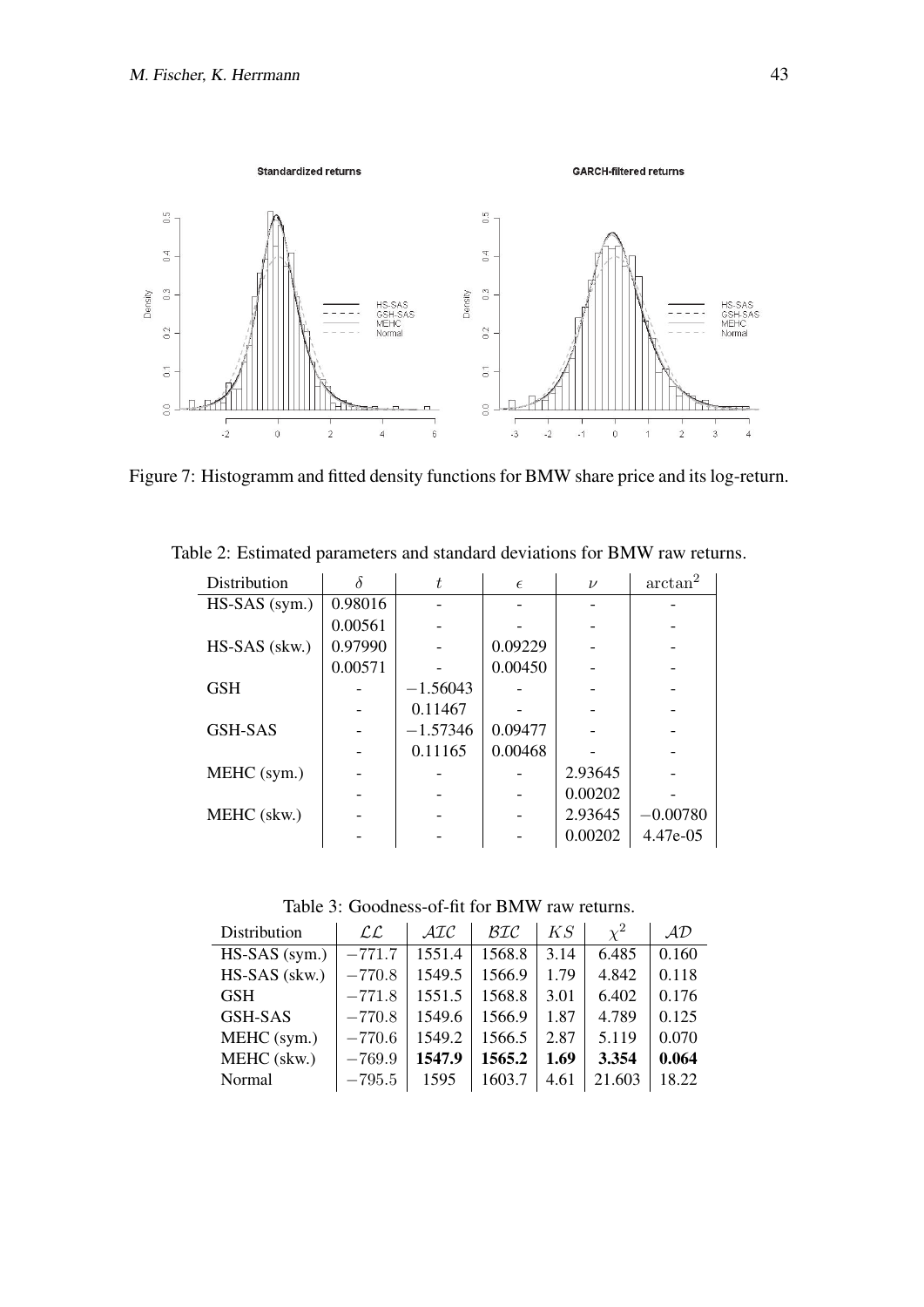Figure 7: Histogramm and fitted density functions for BMW share price and its log-return.

Table 2: Estimated parameters and standard deviations for BMW raw returns.

| Distribution | $\delta$ | $t$ | $\epsilon$ | $\nu$ | $\arctan^2$ |
|---|---|---|---|---|---|
| HS-SAS (sym.) | 0.98016 | - | - | - | - |
| | 0.00561 | - | - | - | - |
| HS-SAS (skw.) | 0.97990 | - | 0.09229 | - | - |
| | 0.00571 | - | 0.00450 | - | - |
| GSH | - | $-1.56043$ | - | - | - |
| | - | 0.11467 | - | - | - |
| GSH-SAS | - | $-1.57346$ | 0.09477 | - | - |
| | - | 0.11165 | 0.00468 | - | - |
| MEHC (sym.) | - | - | - | 2.93645 | - |
| | - | - | - | 0.00202 | - |
| MEHC (skw.) | - | - | - | 2.93645 | $-0.00780$ |
| | - | - | - | 0.00202 | 4.47e-05 |

Table 3: Goodness-of-fit for BMW raw returns.

| Distribution | $\mathcal{LL}$ | $\mathcal{AIC}$ | $\mathcal{BIC}$ | $KS$ | $\chi^2$ | $\mathcal{AD}$ |
|---|---|---|---|---|---|---|
| HS-SAS (sym.) | $-771.7$ | 1551.4 | 1568.8 | 3.14 | 6.485 | 0.160 |
| HS-SAS (skw.) | $-770.8$ | 1549.5 | 1566.9 | 1.79 | 4.842 | 0.118 |
| GSH | $-771.8$ | 1551.5 | 1568.8 | 3.01 | 6.402 | 0.176 |
| GSH-SAS | $-770.8$ | 1549.6 | 1566.9 | 1.87 | 4.789 | 0.125 |
| MEHC (sym.) | $-770.6$ | 1549.2 | 1566.5 | 2.87 | 5.119 | 0.070 |
| MEHC (skw.) | $-769.9$ | **1547.9** | **1565.2** | **1.69** | **3.354** | **0.064** |
| Normal | $-795.5$ | 1595 | 1603.7 | 4.61 | 21.603 | 18.22 |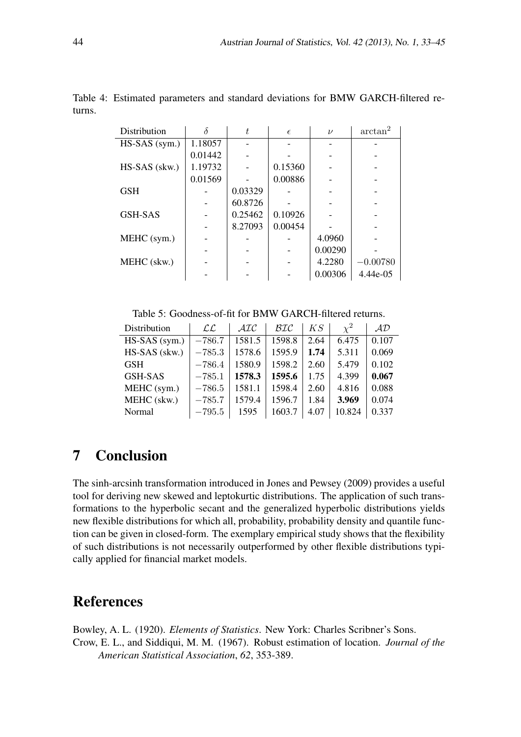Table 4: Estimated parameters and standard deviations for BMW GARCH-filtered returns.

| Distribution | $\delta$ | $t$ | $\epsilon$ | $\nu$ | $\arctan^2$ |
|---|---|---|---|---|---|
| HS-SAS (sym.) | 1.18057 | - | - | - | - |
| | 0.01442 | - | - | - | - |
| HS-SAS (skw.) | 1.19732 | - | 0.15360 | - | - |
| | 0.01569 | - | 0.00886 | - | - |
| GSH | - | 0.03329 | - | - | - |
| | - | 60.8726 | - | - | - |
| GSH-SAS | - | 0.25462 | 0.10926 | - | - |
| | - | 8.27093 | 0.00454 | - | - |
| MEHC (sym.) | - | - | - | 4.0960 | - |
| | - | - | - | 0.00290 | - |
| MEHC (skw.) | - | - | - | 4.2280 | $-0.00780$ |
| | - | - | - | 0.00306 | 4.44e-05 |

Table 5: Goodness-of-fit for BMW GARCH-filtered returns.

| Distribution | $\mathcal{LL}$ | $\mathcal{AIC}$ | $\mathcal{BIC}$ | $KS$ | $\chi^2$ | $\mathcal{AD}$ |
|---|---|---|---|---|---|---|
| HS-SAS (sym.) | $-786.7$ | 1581.5 | 1598.8 | 2.64 | 6.475 | 0.107 |
| HS-SAS (skw.) | $-785.3$ | 1578.6 | 1595.9 | **1.74** | 5.311 | 0.069 |
| GSH | $-786.4$ | 1580.9 | 1598.2 | 2.60 | 5.479 | 0.102 |
| GSH-SAS | $-785.1$ | **1578.3** | **1595.6** | 1.75 | 4.399 | **0.067** |
| MEHC (sym.) | $-786.5$ | 1581.1 | 1598.4 | 2.60 | 4.816 | 0.088 |
| MEHC (skw.) | $-785.7$ | 1579.4 | 1596.7 | 1.84 | **3.969** | 0.074 |
| Normal | $-795.5$ | 1595 | 1603.7 | 4.07 | 10.824 | 0.337 |

# 7 Conclusion

The sinh-arcsinh transformation introduced in Jones and Pewsey (2009) provides a useful tool for deriving new skewed and leptokurtic distributions. The application of such transformations to the hyperbolic secant and the generalized hyperbolic distributions yields new flexible distributions for which all, probability, probability density and quantile function can be given in closed-form. The exemplary empirical study shows that the flexibility of such distributions is not necessarily outperformed by other flexible distributions typically applied for financial market models.

# References

Bowley, A. L. (1920). *Elements of Statistics*. New York: Charles Scribner's Sons.

Crow, E. L., and Siddiqui, M. M. (1967). Robust estimation of location. *Journal of the American Statistical Association*, *62*, 353-389.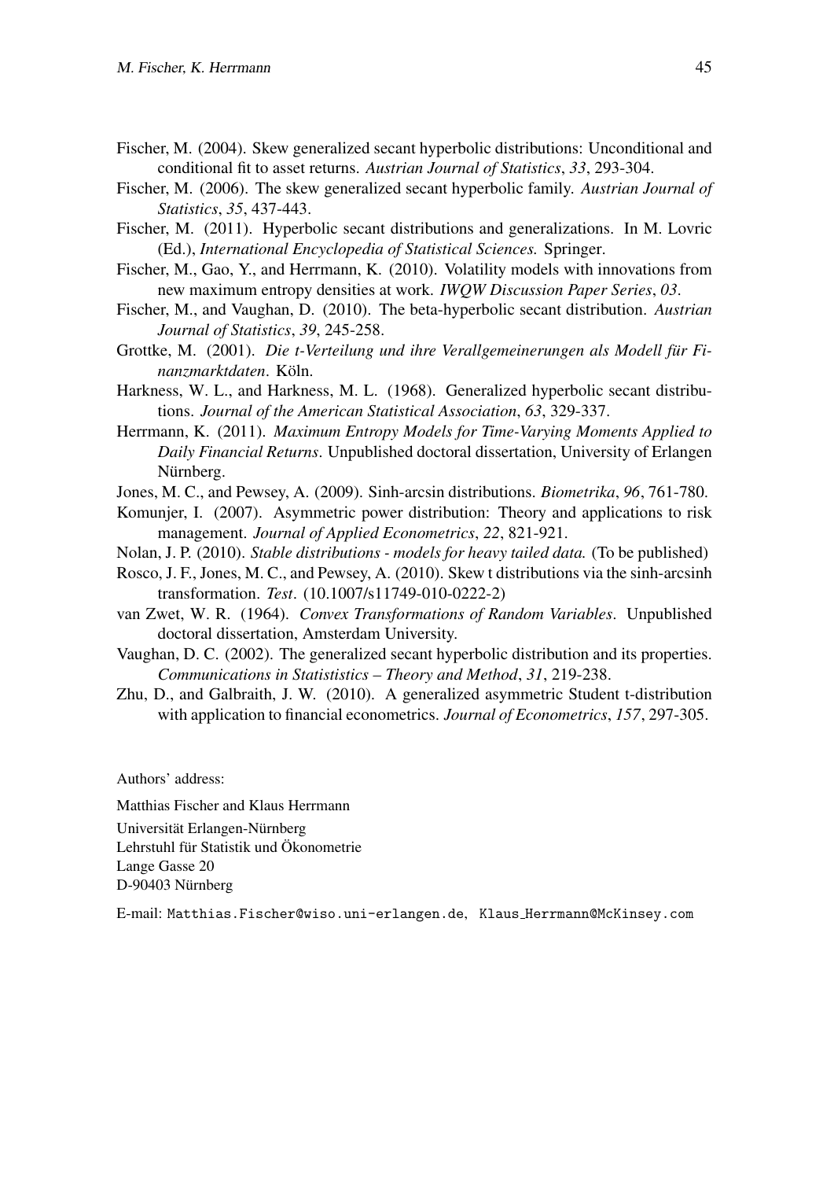Fischer, M. (2004). Skew generalized secant hyperbolic distributions: Unconditional and conditional fit to asset returns. *Austrian Journal of Statistics*, *33*, 293-304.

Fischer, M. (2006). The skew generalized secant hyperbolic family. *Austrian Journal of Statistics*, *35*, 437-443.

Fischer, M. (2011). Hyperbolic secant distributions and generalizations. In M. Lovric (Ed.), *International Encyclopedia of Statistical Sciences.* Springer.

Fischer, M., Gao, Y., and Herrmann, K. (2010). Volatility models with innovations from new maximum entropy densities at work. *IWQW Discussion Paper Series*, *03*.

Fischer, M., and Vaughan, D. (2010). The beta-hyperbolic secant distribution. *Austrian Journal of Statistics*, *39*, 245-258.

Grottke, M. (2001). *Die t-Verteilung und ihre Verallgemeinerungen als Modell für Finanzmarktdaten*. Köln.

Harkness, W. L., and Harkness, M. L. (1968). Generalized hyperbolic secant distributions. *Journal of the American Statistical Association*, *63*, 329-337.

Herrmann, K. (2011). *Maximum Entropy Models for Time-Varying Moments Applied to Daily Financial Returns*. Unpublished doctoral dissertation, University of Erlangen Nürnberg.

Jones, M. C., and Pewsey, A. (2009). Sinh-arcsin distributions. *Biometrika*, *96*, 761-780.

Komunjer, I. (2007). Asymmetric power distribution: Theory and applications to risk management. *Journal of Applied Econometrics*, *22*, 821-921.

Nolan, J. P. (2010). *Stable distributions - models for heavy tailed data.* (To be published)

Rosco, J. F., Jones, M. C., and Pewsey, A. (2010). Skew t distributions via the sinh-arcsinh transformation. *Test*. (10.1007/s11749-010-0222-2)

van Zwet, W. R. (1964). *Convex Transformations of Random Variables*. Unpublished doctoral dissertation, Amsterdam University.

Vaughan, D. C. (2002). The generalized secant hyperbolic distribution and its properties. *Communications in Statististics – Theory and Method*, *31*, 219-238.

Zhu, D., and Galbraith, J. W. (2010). A generalized asymmetric Student t-distribution with application to financial econometrics. *Journal of Econometrics*, *157*, 297-305.

Authors' address:

Matthias Fischer and Klaus Herrmann
Universität Erlangen-Nürnberg
Lehrstuhl für Statistik und Ökonometrie
Lange Gasse 20
D-90403 Nürnberg

E-mail: Matthias.Fischer@wiso.uni-erlangen.de, Klaus_Herrmann@McKinsey.com